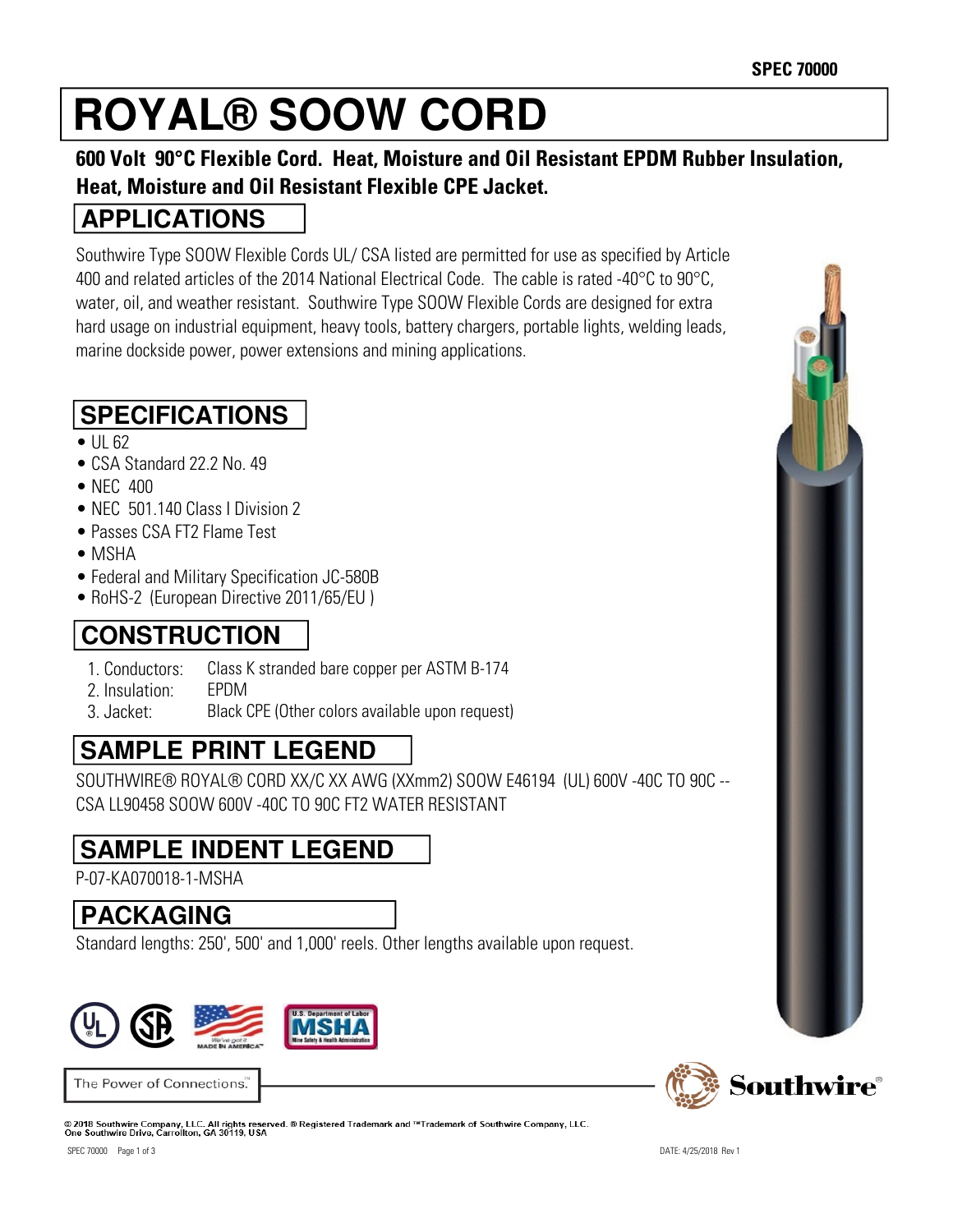SPEC 70000

# ROYAL® SOOW CORD

**600 Volt 90°C Flexible Cord. Heat, Moisture and Oil Resistant EPDM Rubber Insulation, Heat, Moisture and Oil Resistant Flexible CPE Jacket.**

## APPLICATIONS

Southwire Type SOOW Flexible Cords UL/ CSA listed are permitted for use as specified by Article 400 and related articles of the 2014 National Electrical Code. The cable is rated -40°C to 90°C, water, oil, and weather resistant. Southwire Type SOOW Flexible Cords are designed for extra hard usage on industrial equipment, heavy tools, battery chargers, portable lights, welding leads, marine dockside power, power extensions and mining applications.

## SPECIFICATIONS

- UL 62
- CSA Standard 22.2 No. 49
- NEC 400
- NEC 501.140 Class I Division 2
- Passes CSA FT2 Flame Test
- MSHA
- Federal and Military Specification JC-580B
- RoHS-2 (European Directive 2011/65/EU )

## CONSTRUCTION

1. Conductors: Class K stranded bare copper per ASTM B-174
2. Insulation: EPDM
3. Jacket: Black CPE (Other colors available upon request)

## SAMPLE PRINT LEGEND

SOUTHWIRE® ROYAL® CORD XX/C XX AWG (XXmm2) SOOW E46194 (UL) 600V -40C TO 90C -- CSA LL90458 SOOW 600V -40C TO 90C FT2 WATER RESISTANT

## SAMPLE INDENT LEGEND

P-07-KA070018-1-MSHA

## PACKAGING

Standard lengths: 250', 500' and 1,000' reels. Other lengths available upon request.

The Power of Connections.™

© 2018 Southwire Company, LLC. All rights reserved. ® Registered Trademark and ™Trademark of Southwire Company, LLC.
One Southwire Drive, Carrollton, GA 30119, USA

DATE: 4/25/2018 Rev 1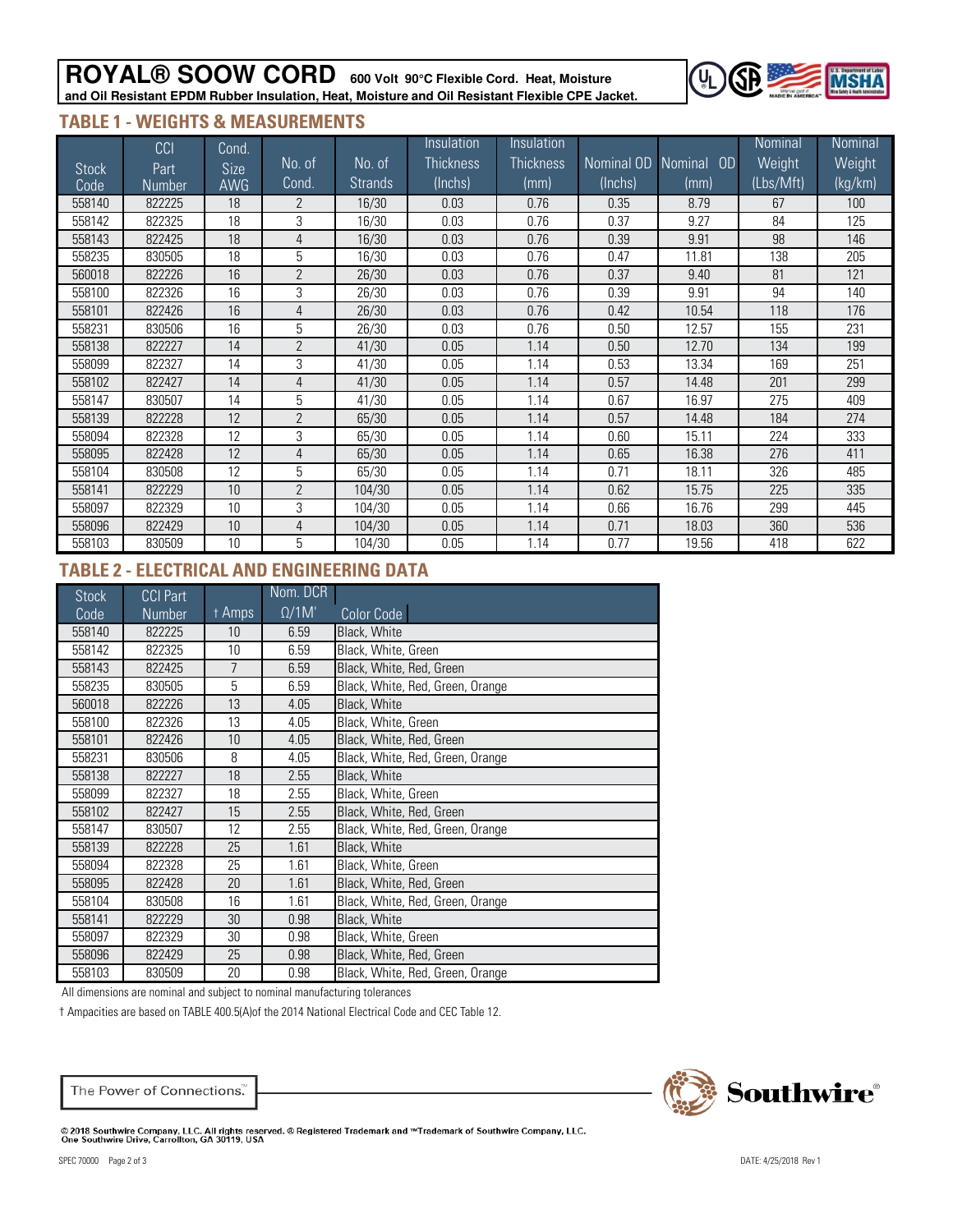# ROYAL® SOOW CORD

**600 Volt 90°C Flexible Cord. Heat, Moisture and Oil Resistant EPDM Rubber Insulation, Heat, Moisture and Oil Resistant Flexible CPE Jacket.**

## TABLE 1 - WEIGHTS & MEASUREMENTS

| Stock Code | CCI Part Number | Cond. Size AWG | No. of Cond. | No. of Strands | Insulation Thickness (Inchs) | Insulation Thickness (mm) | Nominal OD (Inchs) | Nominal OD (mm) | Nominal Weight (Lbs/Mft) | Nominal Weight (kg/km) |
|---|---|---|---|---|---|---|---|---|---|---|
| 558140 | 822225 | 18 | 2 | 16/30 | 0.03 | 0.76 | 0.35 | 8.79 | 67 | 100 |
| 558142 | 822325 | 18 | 3 | 16/30 | 0.03 | 0.76 | 0.37 | 9.27 | 84 | 125 |
| 558143 | 822425 | 18 | 4 | 16/30 | 0.03 | 0.76 | 0.39 | 9.91 | 98 | 146 |
| 558235 | 830505 | 18 | 5 | 16/30 | 0.03 | 0.76 | 0.47 | 11.81 | 138 | 205 |
| 560018 | 822226 | 16 | 2 | 26/30 | 0.03 | 0.76 | 0.37 | 9.40 | 81 | 121 |
| 558100 | 822326 | 16 | 3 | 26/30 | 0.03 | 0.76 | 0.39 | 9.91 | 94 | 140 |
| 558101 | 822426 | 16 | 4 | 26/30 | 0.03 | 0.76 | 0.42 | 10.54 | 118 | 176 |
| 558231 | 830506 | 16 | 5 | 26/30 | 0.03 | 0.76 | 0.50 | 12.57 | 155 | 231 |
| 558138 | 822227 | 14 | 2 | 41/30 | 0.05 | 1.14 | 0.50 | 12.70 | 134 | 199 |
| 558099 | 822327 | 14 | 3 | 41/30 | 0.05 | 1.14 | 0.53 | 13.34 | 169 | 251 |
| 558102 | 822427 | 14 | 4 | 41/30 | 0.05 | 1.14 | 0.57 | 14.48 | 201 | 299 |
| 558147 | 830507 | 14 | 5 | 41/30 | 0.05 | 1.14 | 0.67 | 16.97 | 275 | 409 |
| 558139 | 822228 | 12 | 2 | 65/30 | 0.05 | 1.14 | 0.57 | 14.48 | 184 | 274 |
| 558094 | 822328 | 12 | 3 | 65/30 | 0.05 | 1.14 | 0.60 | 15.11 | 224 | 333 |
| 558095 | 822428 | 12 | 4 | 65/30 | 0.05 | 1.14 | 0.65 | 16.38 | 276 | 411 |
| 558104 | 830508 | 12 | 5 | 65/30 | 0.05 | 1.14 | 0.71 | 18.11 | 326 | 485 |
| 558141 | 822229 | 10 | 2 | 104/30 | 0.05 | 1.14 | 0.62 | 15.75 | 225 | 335 |
| 558097 | 822329 | 10 | 3 | 104/30 | 0.05 | 1.14 | 0.66 | 16.76 | 299 | 445 |
| 558096 | 822429 | 10 | 4 | 104/30 | 0.05 | 1.14 | 0.71 | 18.03 | 360 | 536 |
| 558103 | 830509 | 10 | 5 | 104/30 | 0.05 | 1.14 | 0.77 | 19.56 | 418 | 622 |

## TABLE 2 - ELECTRICAL AND ENGINEERING DATA

| Stock Code | CCI Part Number | † Amps | Nom. DCR Ω/1M' | Color Code |
|---|---|---|---|---|
| 558140 | 822225 | 10 | 6.59 | Black, White |
| 558142 | 822325 | 10 | 6.59 | Black, White, Green |
| 558143 | 822425 | 7 | 6.59 | Black, White, Red, Green |
| 558235 | 830505 | 5 | 6.59 | Black, White, Red, Green, Orange |
| 560018 | 822226 | 13 | 4.05 | Black, White |
| 558100 | 822326 | 13 | 4.05 | Black, White, Green |
| 558101 | 822426 | 10 | 4.05 | Black, White, Red, Green |
| 558231 | 830506 | 8 | 4.05 | Black, White, Red, Green, Orange |
| 558138 | 822227 | 18 | 2.55 | Black, White |
| 558099 | 822327 | 18 | 2.55 | Black, White, Green |
| 558102 | 822427 | 15 | 2.55 | Black, White, Red, Green |
| 558147 | 830507 | 12 | 2.55 | Black, White, Red, Green, Orange |
| 558139 | 822228 | 25 | 1.61 | Black, White |
| 558094 | 822328 | 25 | 1.61 | Black, White, Green |
| 558095 | 822428 | 20 | 1.61 | Black, White, Red, Green |
| 558104 | 830508 | 16 | 1.61 | Black, White, Red, Green, Orange |
| 558141 | 822229 | 30 | 0.98 | Black, White |
| 558097 | 822329 | 30 | 0.98 | Black, White, Green |
| 558096 | 822429 | 25 | 0.98 | Black, White, Red, Green |
| 558103 | 830509 | 20 | 0.98 | Black, White, Red, Green, Orange |

All dimensions are nominal and subject to nominal manufacturing tolerances

† Ampacities are based on TABLE 400.5(A)of the 2014 National Electrical Code and CEC Table 12.

The Power of Connections.™

Southwire®

© 2018 Southwire Company, LLC. All rights reserved. ® Registered Trademark and ™Trademark of Southwire Company, LLC.
One Southwire Drive, Carrollton, GA 30119, USA

SPEC 70000 DATE: 4/25/2018 Rev 1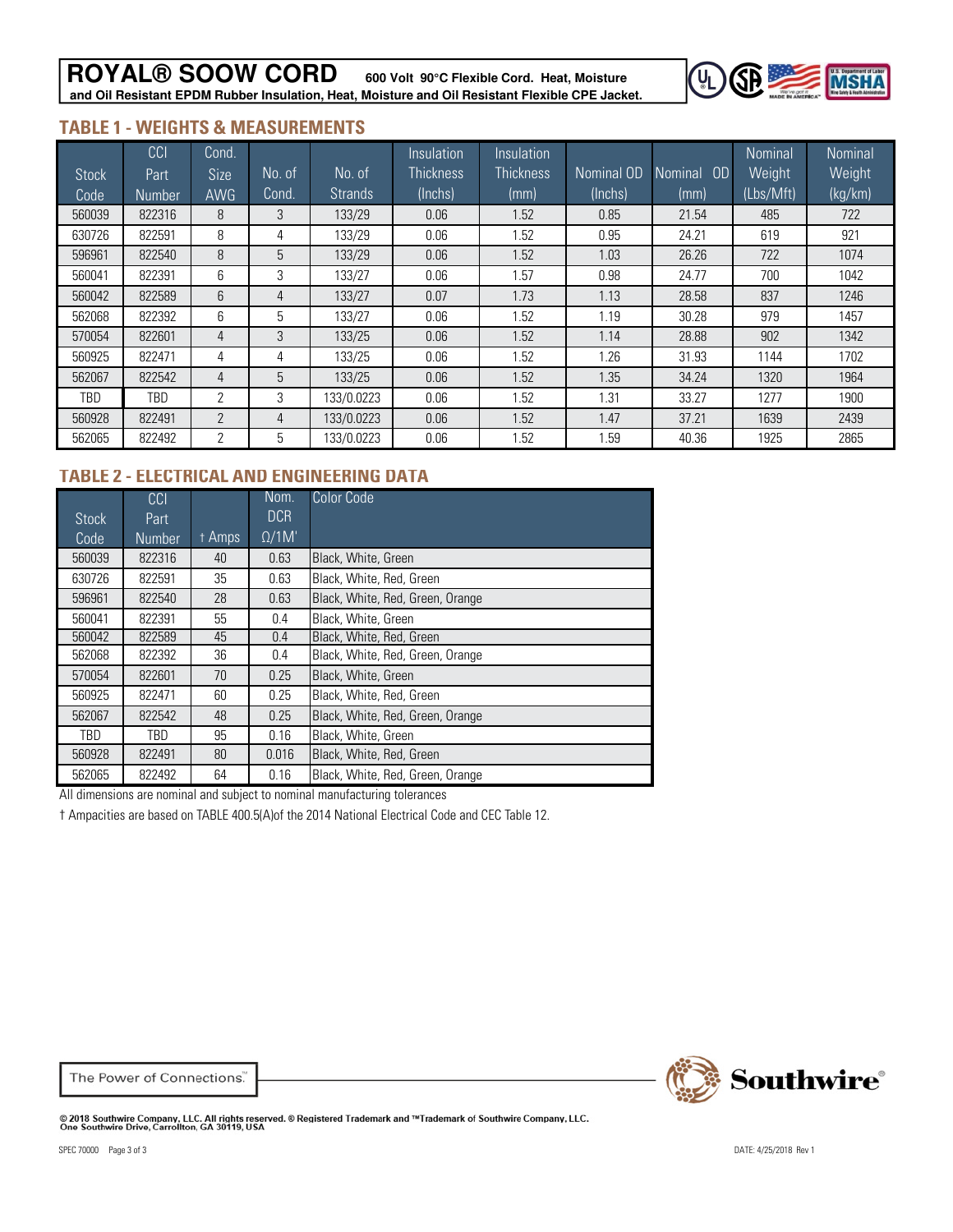# ROYAL® SOOW CORD

**600 Volt 90°C Flexible Cord. Heat, Moisture and Oil Resistant EPDM Rubber Insulation, Heat, Moisture and Oil Resistant Flexible CPE Jacket.**

## TABLE 1 - WEIGHTS & MEASUREMENTS

| Stock Code | CCI Part Number | Cond. Size AWG | No. of Cond. | No. of Strands | Insulation Thickness (Inchs) | Insulation Thickness (mm) | Nominal OD (Inchs) | Nominal OD (mm) | Nominal Weight (Lbs/Mft) | Nominal Weight (kg/km) |
|---|---|---|---|---|---|---|---|---|---|---|
| 560039 | 822316 | 8 | 3 | 133/29 | 0.06 | 1.52 | 0.85 | 21.54 | 485 | 722 |
| 630726 | 822591 | 8 | 4 | 133/29 | 0.06 | 1.52 | 0.95 | 24.21 | 619 | 921 |
| 596961 | 822540 | 8 | 5 | 133/29 | 0.06 | 1.52 | 1.03 | 26.26 | 722 | 1074 |
| 560041 | 822391 | 6 | 3 | 133/27 | 0.06 | 1.57 | 0.98 | 24.77 | 700 | 1042 |
| 560042 | 822589 | 6 | 4 | 133/27 | 0.07 | 1.73 | 1.13 | 28.58 | 837 | 1246 |
| 562068 | 822392 | 6 | 5 | 133/27 | 0.06 | 1.52 | 1.19 | 30.28 | 979 | 1457 |
| 570054 | 822601 | 4 | 3 | 133/25 | 0.06 | 1.52 | 1.14 | 28.88 | 902 | 1342 |
| 560925 | 822471 | 4 | 4 | 133/25 | 0.06 | 1.52 | 1.26 | 31.93 | 1144 | 1702 |
| 562067 | 822542 | 4 | 5 | 133/25 | 0.06 | 1.52 | 1.35 | 34.24 | 1320 | 1964 |
| TBD | TBD | 2 | 3 | 133/0.0223 | 0.06 | 1.52 | 1.31 | 33.27 | 1277 | 1900 |
| 560928 | 822491 | 2 | 4 | 133/0.0223 | 0.06 | 1.52 | 1.47 | 37.21 | 1639 | 2439 |
| 562065 | 822492 | 2 | 5 | 133/0.0223 | 0.06 | 1.52 | 1.59 | 40.36 | 1925 | 2865 |

## TABLE 2 - ELECTRICAL AND ENGINEERING DATA

| Stock Code | CCI Part Number | † Amps | Nom. DCR Ω/1M' | Color Code |
|---|---|---|---|---|
| 560039 | 822316 | 40 | 0.63 | Black, White, Green |
| 630726 | 822591 | 35 | 0.63 | Black, White, Red, Green |
| 596961 | 822540 | 28 | 0.63 | Black, White, Red, Green, Orange |
| 560041 | 822391 | 55 | 0.4 | Black, White, Green |
| 560042 | 822589 | 45 | 0.4 | Black, White, Red, Green |
| 562068 | 822392 | 36 | 0.4 | Black, White, Red, Green, Orange |
| 570054 | 822601 | 70 | 0.25 | Black, White, Green |
| 560925 | 822471 | 60 | 0.25 | Black, White, Red, Green |
| 562067 | 822542 | 48 | 0.25 | Black, White, Red, Green, Orange |
| TBD | TBD | 95 | 0.16 | Black, White, Green |
| 560928 | 822491 | 80 | 0.016 | Black, White, Red, Green |
| 562065 | 822492 | 64 | 0.16 | Black, White, Red, Green, Orange |

All dimensions are nominal and subject to nominal manufacturing tolerances

† Ampacities are based on TABLE 400.5(A)of the 2014 National Electrical Code and CEC Table 12.

The Power of Connections.™

Southwire®

© 2018 Southwire Company, LLC. All rights reserved. ® Registered Trademark and ™Trademark of Southwire Company, LLC.
One Southwire Drive, Carrollton, GA 30119, USA

SPEC 70000

DATE: 4/25/2018 Rev 1